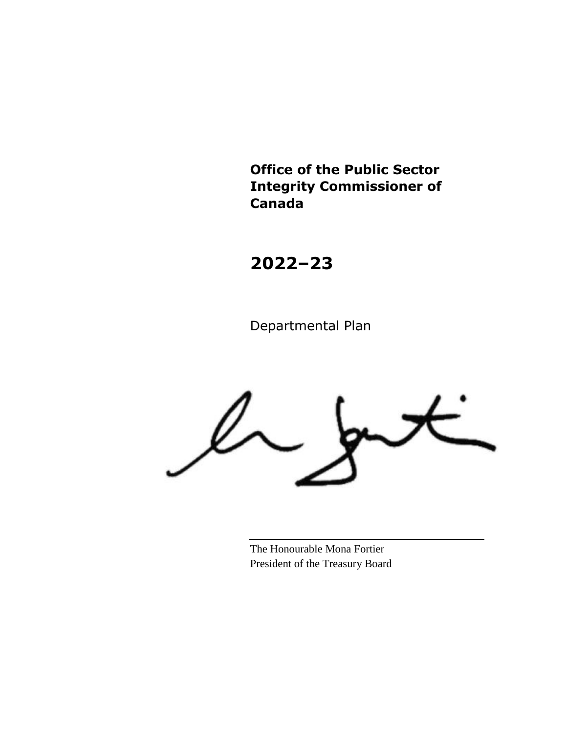# Office of the Public Sector Integrity Commissioner of Canada

# 2022–23

Departmental Plan

The Honourable Mona Fortier
President of the Treasury Board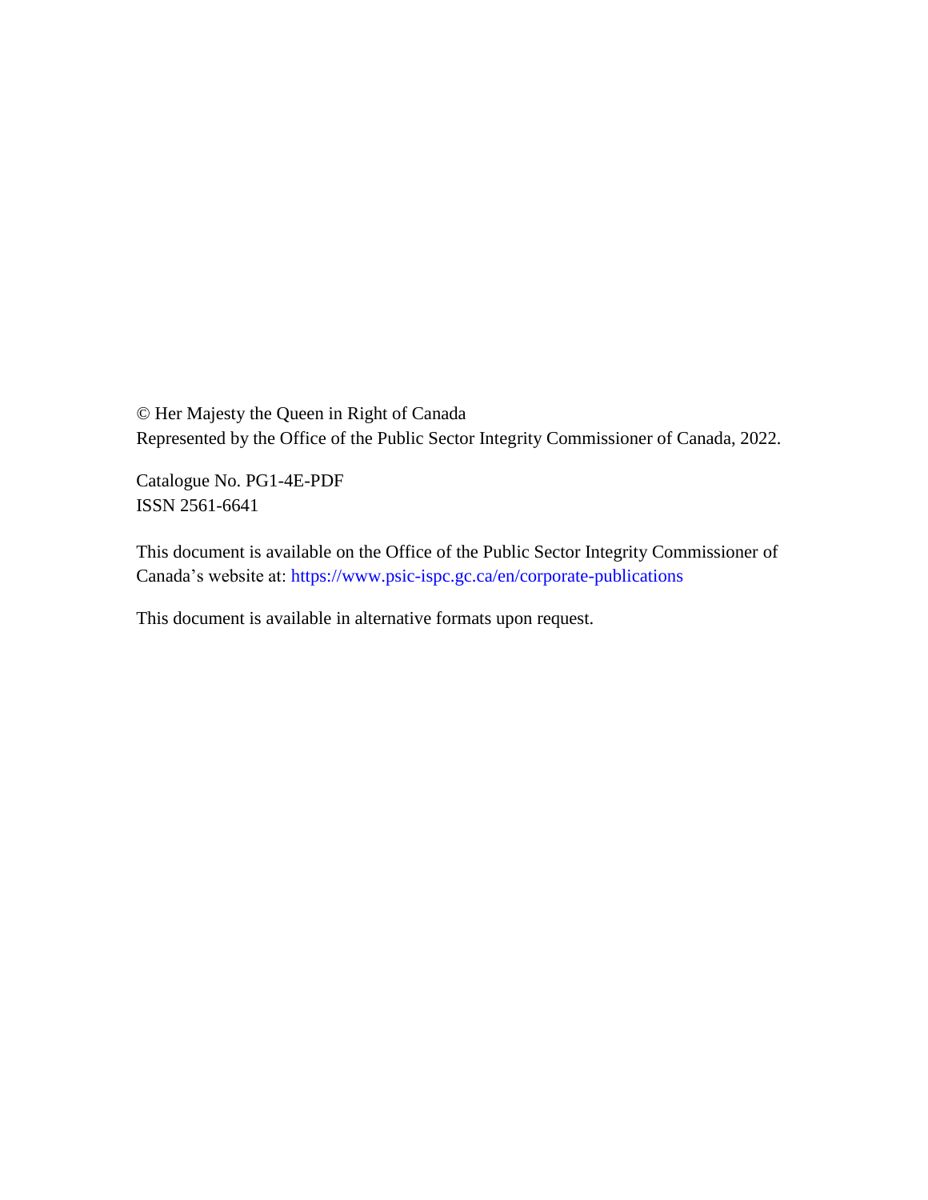© Her Majesty the Queen in Right of Canada
Represented by the Office of the Public Sector Integrity Commissioner of Canada, 2022.

Catalogue No. PG1-4E-PDF
ISSN 2561-6641

This document is available on the Office of the Public Sector Integrity Commissioner of Canada's website at: https://www.psic-ispc.gc.ca/en/corporate-publications

This document is available in alternative formats upon request.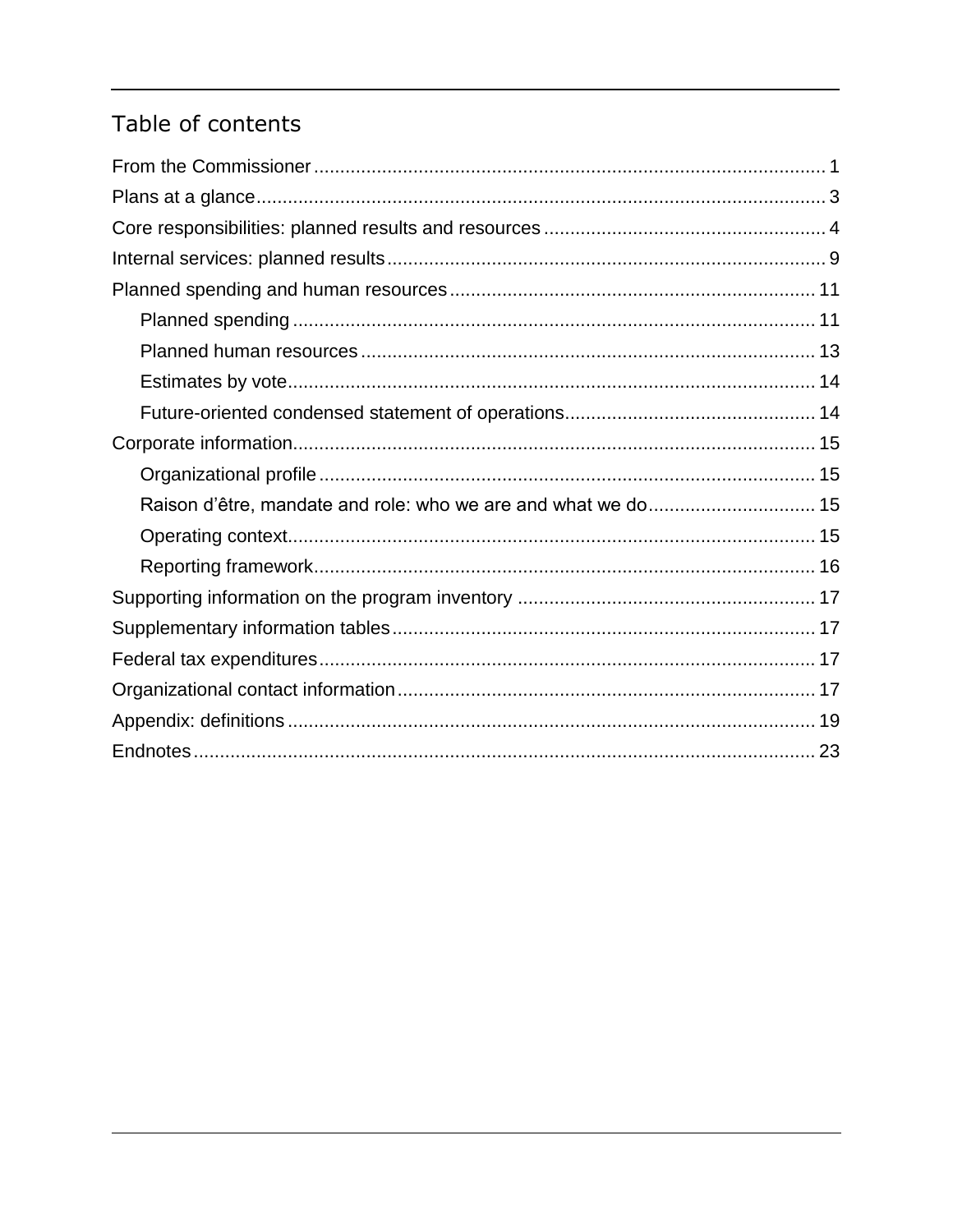## Table of contents

From the Commissioner ..... 1

Plans at a glance ..... 3

Core responsibilities: planned results and resources ..... 4

Internal services: planned results ..... 9

Planned spending and human resources ..... 11

- Planned spending ..... 11
- Planned human resources ..... 13
- Estimates by vote ..... 14
- Future-oriented condensed statement of operations ..... 14

Corporate information ..... 15

- Organizational profile ..... 15
- Raison d'être, mandate and role: who we are and what we do ..... 15
- Operating context ..... 15
- Reporting framework ..... 16

Supporting information on the program inventory ..... 17

Supplementary information tables ..... 17

Federal tax expenditures ..... 17

Organizational contact information ..... 17

Appendix: definitions ..... 19

Endnotes ..... 23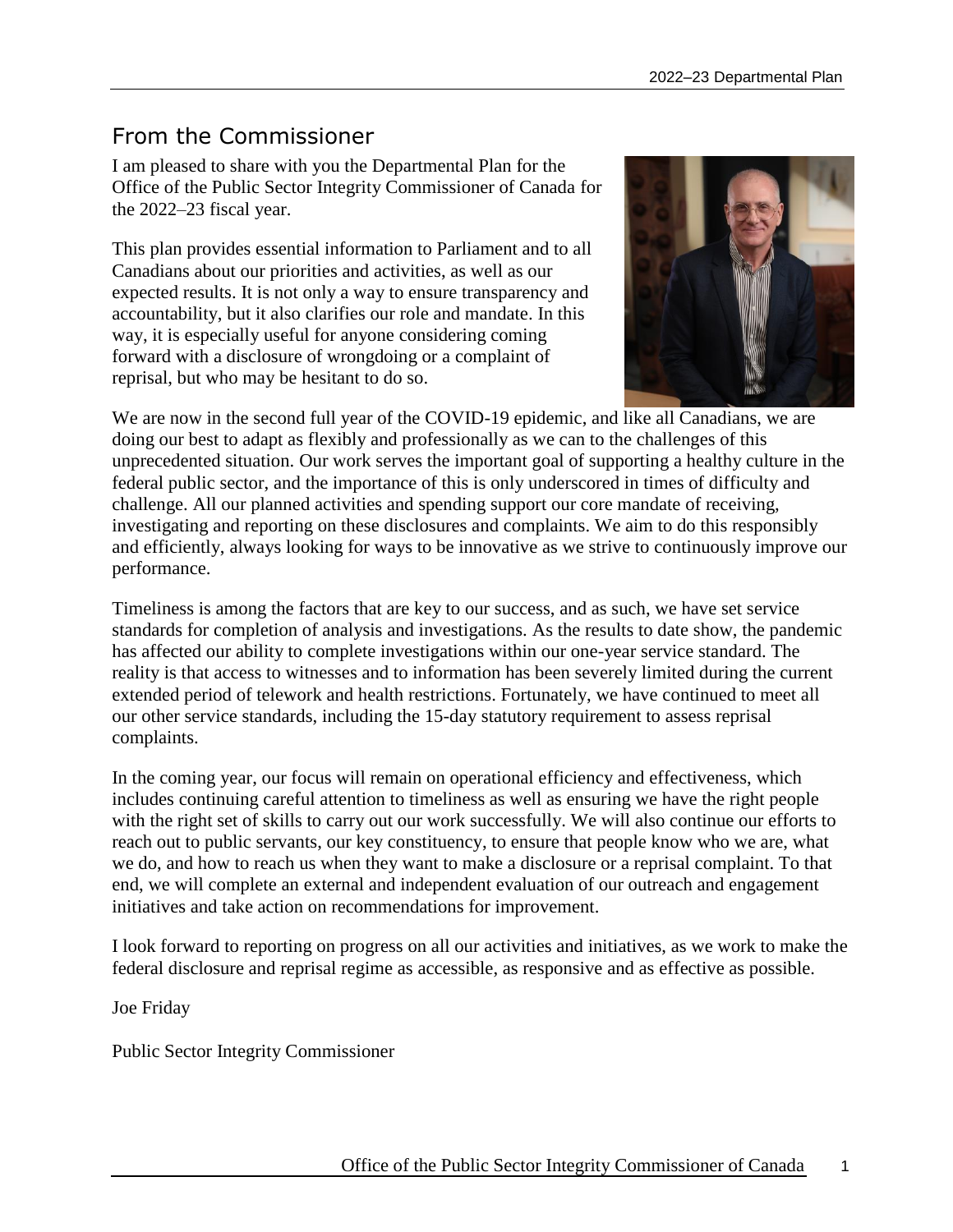## From the Commissioner

I am pleased to share with you the Departmental Plan for the Office of the Public Sector Integrity Commissioner of Canada for the 2022–23 fiscal year.

This plan provides essential information to Parliament and to all Canadians about our priorities and activities, as well as our expected results. It is not only a way to ensure transparency and accountability, but it also clarifies our role and mandate. In this way, it is especially useful for anyone considering coming forward with a disclosure of wrongdoing or a complaint of reprisal, but who may be hesitant to do so.

We are now in the second full year of the COVID-19 epidemic, and like all Canadians, we are doing our best to adapt as flexibly and professionally as we can to the challenges of this unprecedented situation. Our work serves the important goal of supporting a healthy culture in the federal public sector, and the importance of this is only underscored in times of difficulty and challenge. All our planned activities and spending support our core mandate of receiving, investigating and reporting on these disclosures and complaints. We aim to do this responsibly and efficiently, always looking for ways to be innovative as we strive to continuously improve our performance.

Timeliness is among the factors that are key to our success, and as such, we have set service standards for completion of analysis and investigations. As the results to date show, the pandemic has affected our ability to complete investigations within our one-year service standard. The reality is that access to witnesses and to information has been severely limited during the current extended period of telework and health restrictions. Fortunately, we have continued to meet all our other service standards, including the 15-day statutory requirement to assess reprisal complaints.

In the coming year, our focus will remain on operational efficiency and effectiveness, which includes continuing careful attention to timeliness as well as ensuring we have the right people with the right set of skills to carry out our work successfully. We will also continue our efforts to reach out to public servants, our key constituency, to ensure that people know who we are, what we do, and how to reach us when they want to make a disclosure or a reprisal complaint. To that end, we will complete an external and independent evaluation of our outreach and engagement initiatives and take action on recommendations for improvement.

I look forward to reporting on progress on all our activities and initiatives, as we work to make the federal disclosure and reprisal regime as accessible, as responsive and as effective as possible.

Joe Friday

Public Sector Integrity Commissioner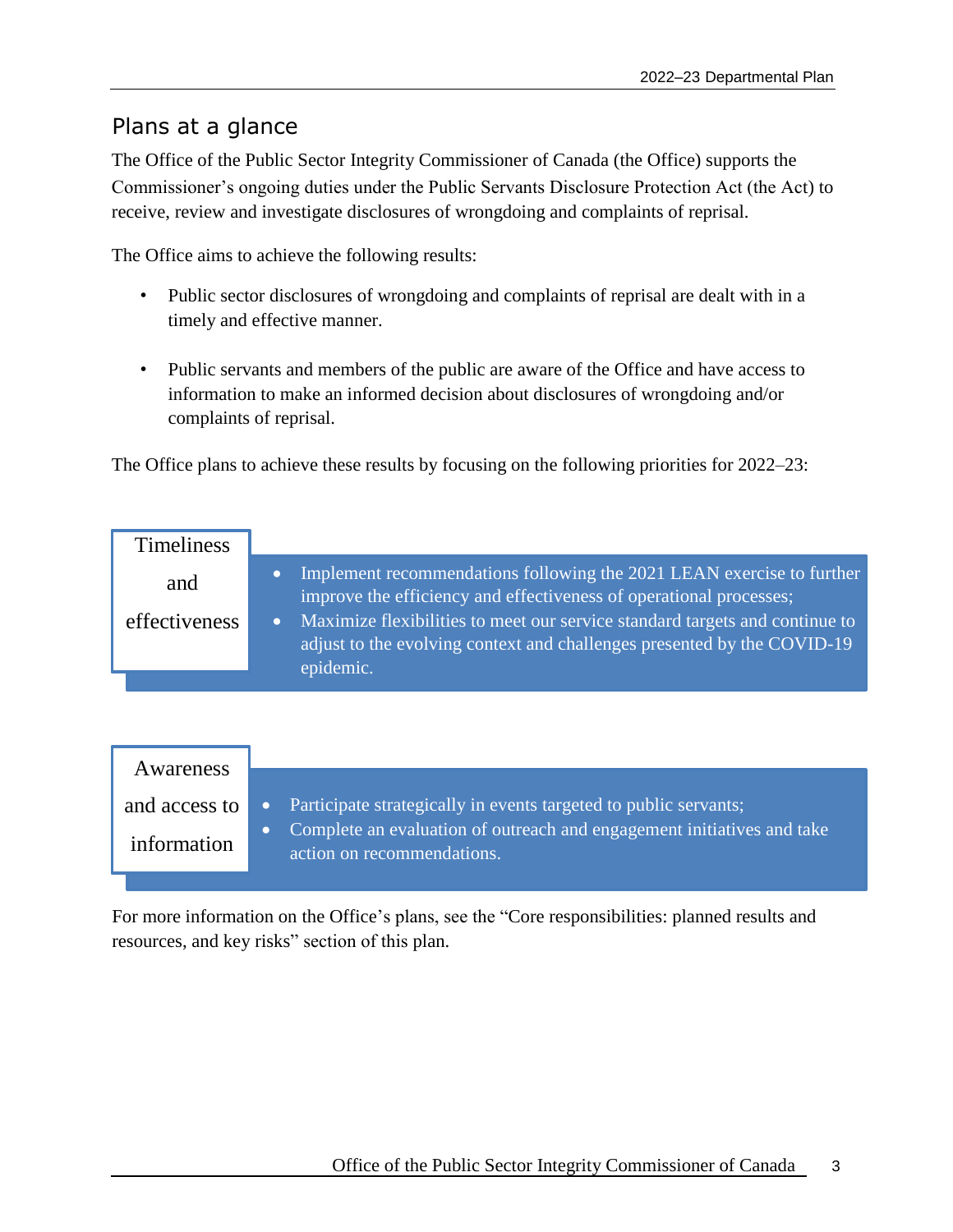## Plans at a glance

The Office of the Public Sector Integrity Commissioner of Canada (the Office) supports the Commissioner's ongoing duties under the Public Servants Disclosure Protection Act (the Act) to receive, review and investigate disclosures of wrongdoing and complaints of reprisal.

The Office aims to achieve the following results:

- Public sector disclosures of wrongdoing and complaints of reprisal are dealt with in a timely and effective manner.
- Public servants and members of the public are aware of the Office and have access to information to make an informed decision about disclosures of wrongdoing and/or complaints of reprisal.

The Office plans to achieve these results by focusing on the following priorities for 2022–23:

**Timeliness and effectiveness**

- Implement recommendations following the 2021 LEAN exercise to further improve the efficiency and effectiveness of operational processes;
- Maximize flexibilities to meet our service standard targets and continue to adjust to the evolving context and challenges presented by the COVID-19 epidemic.

**Awareness and access to information**

- Participate strategically in events targeted to public servants;
- Complete an evaluation of outreach and engagement initiatives and take action on recommendations.

For more information on the Office's plans, see the "Core responsibilities: planned results and resources, and key risks" section of this plan.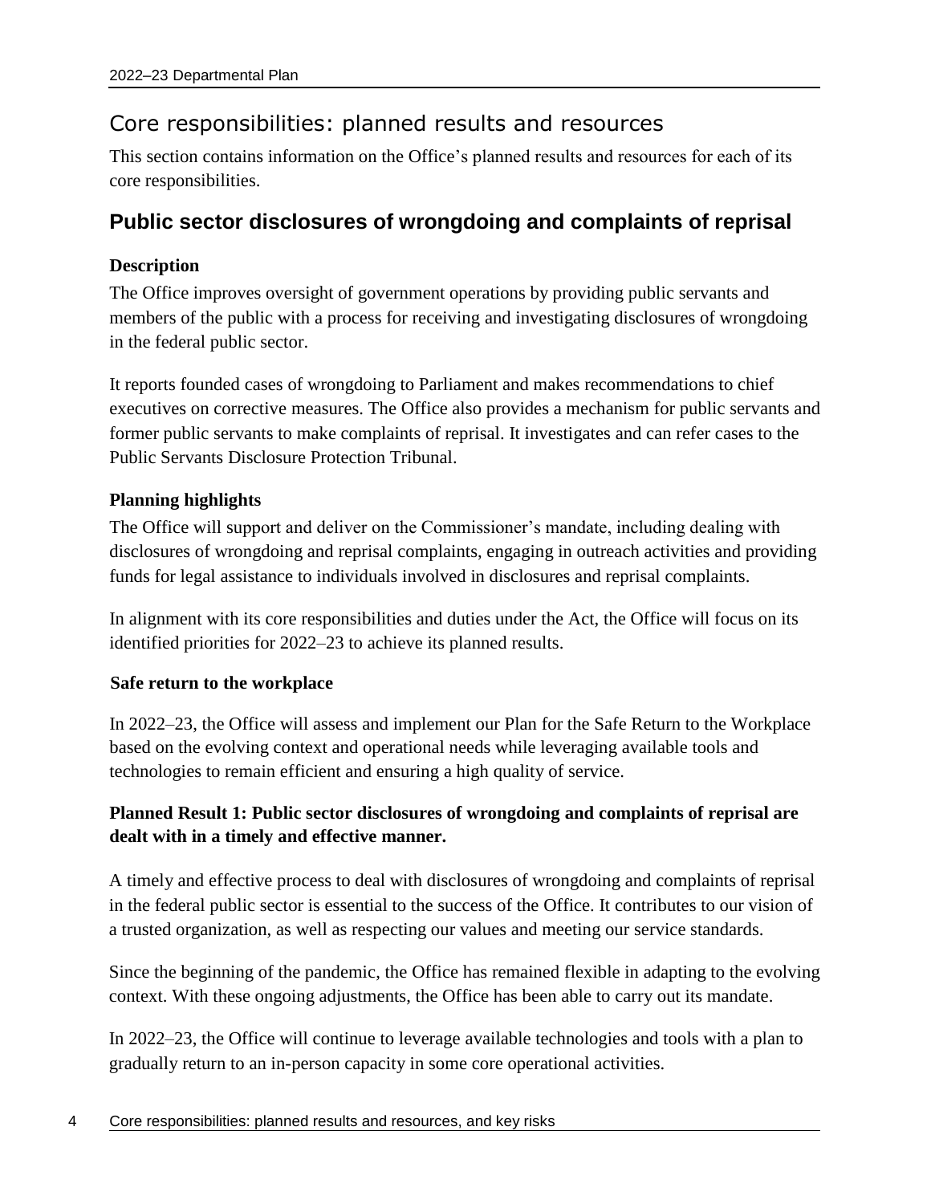## Core responsibilities: planned results and resources

This section contains information on the Office's planned results and resources for each of its core responsibilities.

### Public sector disclosures of wrongdoing and complaints of reprisal

**Description**

The Office improves oversight of government operations by providing public servants and members of the public with a process for receiving and investigating disclosures of wrongdoing in the federal public sector.

It reports founded cases of wrongdoing to Parliament and makes recommendations to chief executives on corrective measures. The Office also provides a mechanism for public servants and former public servants to make complaints of reprisal. It investigates and can refer cases to the Public Servants Disclosure Protection Tribunal.

**Planning highlights**

The Office will support and deliver on the Commissioner's mandate, including dealing with disclosures of wrongdoing and reprisal complaints, engaging in outreach activities and providing funds for legal assistance to individuals involved in disclosures and reprisal complaints.

In alignment with its core responsibilities and duties under the Act, the Office will focus on its identified priorities for 2022–23 to achieve its planned results.

**Safe return to the workplace**

In 2022–23, the Office will assess and implement our Plan for the Safe Return to the Workplace based on the evolving context and operational needs while leveraging available tools and technologies to remain efficient and ensuring a high quality of service.

**Planned Result 1: Public sector disclosures of wrongdoing and complaints of reprisal are dealt with in a timely and effective manner.**

A timely and effective process to deal with disclosures of wrongdoing and complaints of reprisal in the federal public sector is essential to the success of the Office. It contributes to our vision of a trusted organization, as well as respecting our values and meeting our service standards.

Since the beginning of the pandemic, the Office has remained flexible in adapting to the evolving context. With these ongoing adjustments, the Office has been able to carry out its mandate.

In 2022–23, the Office will continue to leverage available technologies and tools with a plan to gradually return to an in-person capacity in some core operational activities.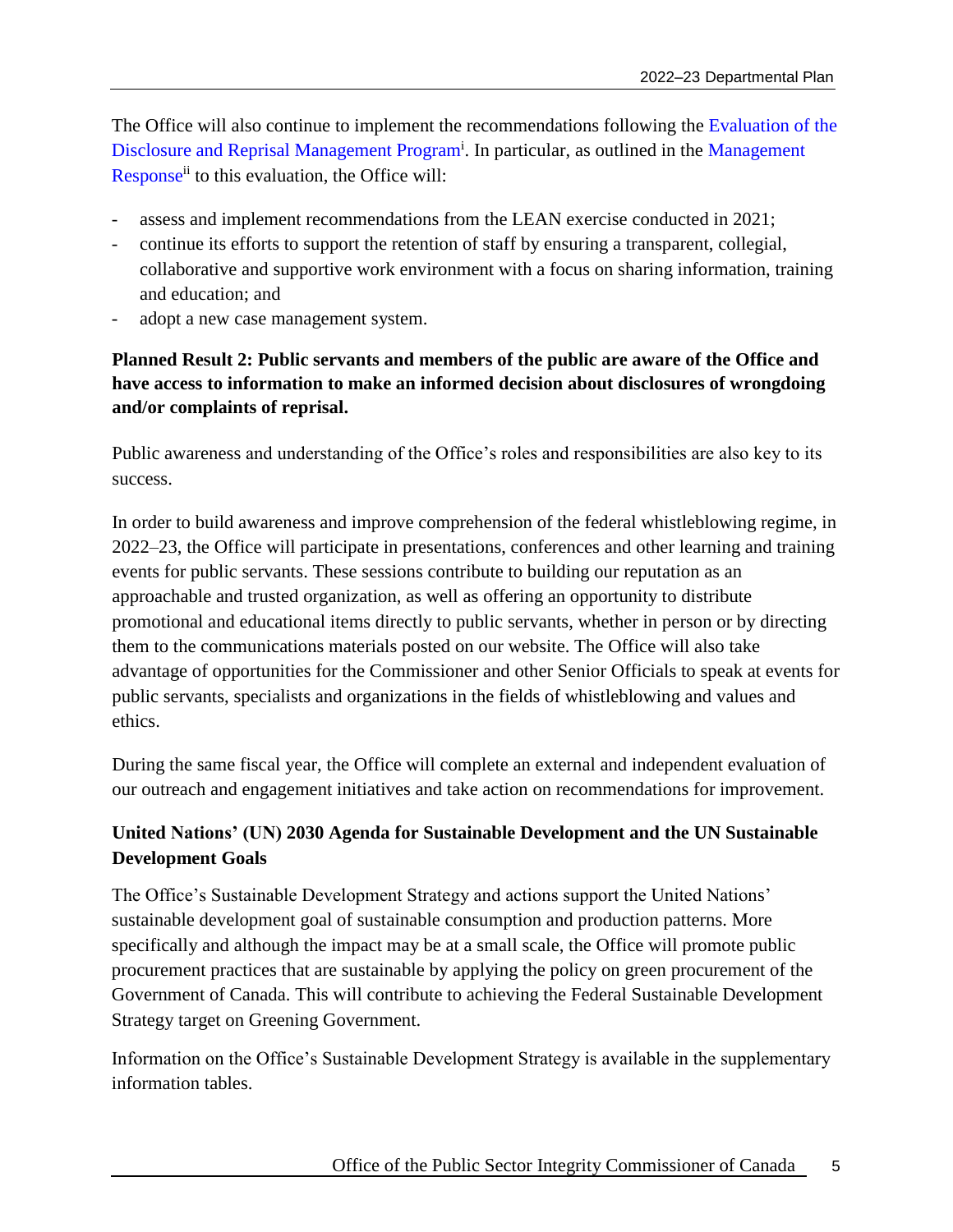The Office will also continue to implement the recommendations following the Evaluation of the Disclosure and Reprisal Management Program[i]. In particular, as outlined in the Management Response[ii] to this evaluation, the Office will:

- assess and implement recommendations from the LEAN exercise conducted in 2021;
- continue its efforts to support the retention of staff by ensuring a transparent, collegial, collaborative and supportive work environment with a focus on sharing information, training and education; and
- adopt a new case management system.

**Planned Result 2: Public servants and members of the public are aware of the Office and have access to information to make an informed decision about disclosures of wrongdoing and/or complaints of reprisal.**

Public awareness and understanding of the Office's roles and responsibilities are also key to its success.

In order to build awareness and improve comprehension of the federal whistleblowing regime, in 2022–23, the Office will participate in presentations, conferences and other learning and training events for public servants. These sessions contribute to building our reputation as an approachable and trusted organization, as well as offering an opportunity to distribute promotional and educational items directly to public servants, whether in person or by directing them to the communications materials posted on our website. The Office will also take advantage of opportunities for the Commissioner and other Senior Officials to speak at events for public servants, specialists and organizations in the fields of whistleblowing and values and ethics.

During the same fiscal year, the Office will complete an external and independent evaluation of our outreach and engagement initiatives and take action on recommendations for improvement.

**United Nations' (UN) 2030 Agenda for Sustainable Development and the UN Sustainable Development Goals**

The Office's Sustainable Development Strategy and actions support the United Nations' sustainable development goal of sustainable consumption and production patterns. More specifically and although the impact may be at a small scale, the Office will promote public procurement practices that are sustainable by applying the policy on green procurement of the Government of Canada. This will contribute to achieving the Federal Sustainable Development Strategy target on Greening Government.

Information on the Office's Sustainable Development Strategy is available in the supplementary information tables.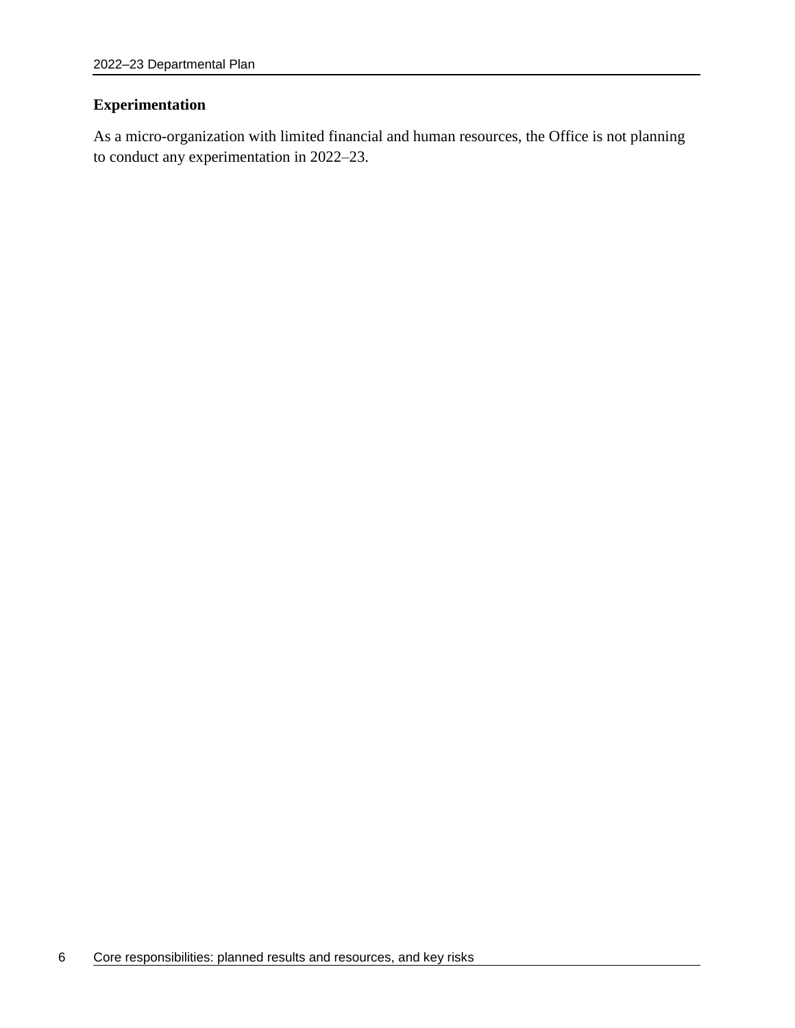### Experimentation

As a micro-organization with limited financial and human resources, the Office is not planning to conduct any experimentation in 2022–23.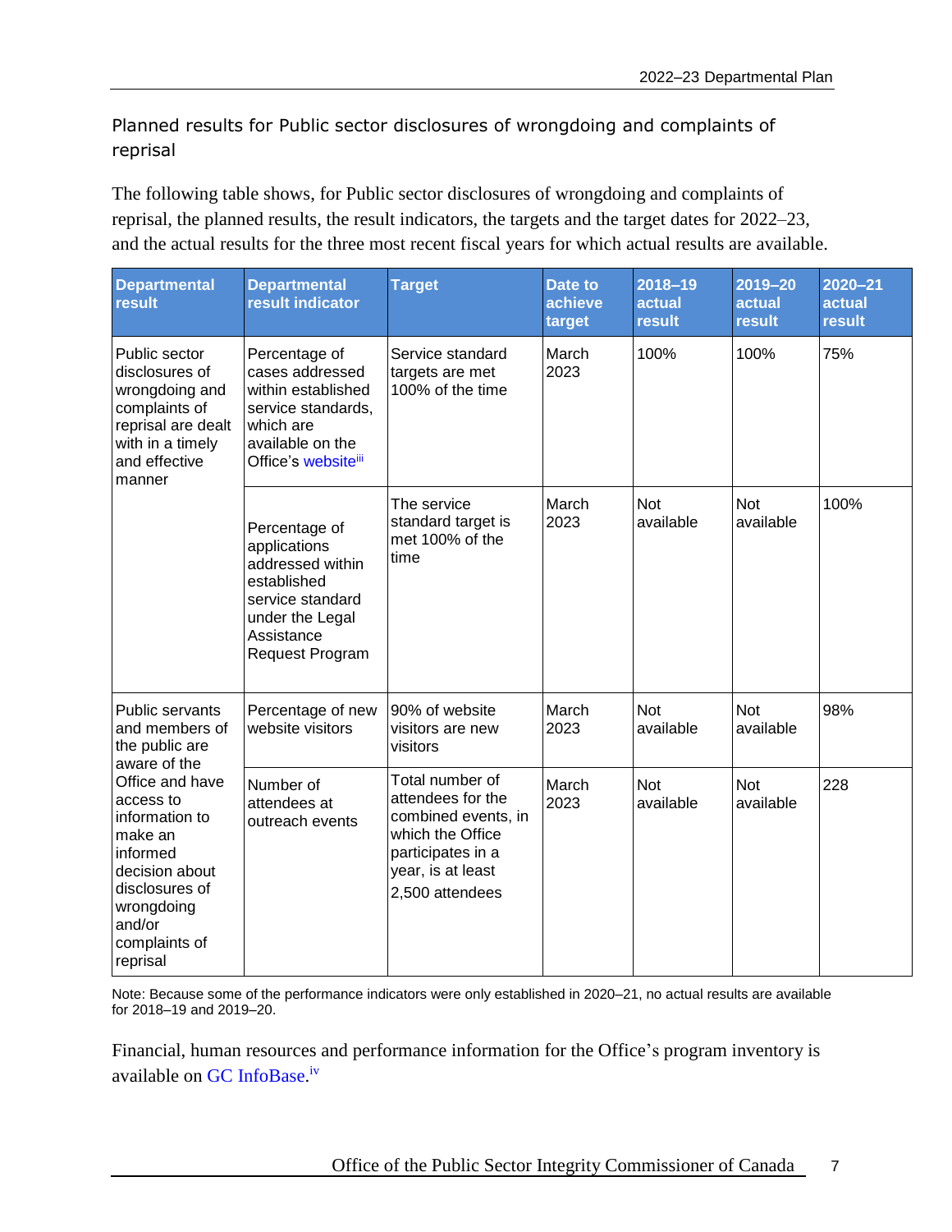## Planned results for Public sector disclosures of wrongdoing and complaints of reprisal

The following table shows, for Public sector disclosures of wrongdoing and complaints of reprisal, the planned results, the result indicators, the targets and the target dates for 2022–23, and the actual results for the three most recent fiscal years for which actual results are available.

| Departmental result | Departmental result indicator | Target | Date to achieve target | 2018–19 actual result | 2019–20 actual result | 2020–21 actual result |
| --- | --- | --- | --- | --- | --- | --- |
| Public sector disclosures of wrongdoing and complaints of reprisal are dealt with in a timely and effective manner | Percentage of cases addressed within established service standards, which are available on the Office's website[iii] | Service standard targets are met 100% of the time | March 2023 | 100% | 100% | 75% |
| | Percentage of applications addressed within established service standard under the Legal Assistance Request Program | The service standard target is met 100% of the time | March 2023 | Not available | Not available | 100% |
| Public servants and members of the public are aware of the Office and have access to information to make an informed decision about disclosures of wrongdoing and/or complaints of reprisal | Percentage of new website visitors | 90% of website visitors are new visitors | March 2023 | Not available | Not available | 98% |
| | Number of attendees at outreach events | Total number of attendees for the combined events, in which the Office participates in a year, is at least 2,500 attendees | March 2023 | Not available | Not available | 228 |

Note: Because some of the performance indicators were only established in 2020–21, no actual results are available for 2018–19 and 2019–20.

Financial, human resources and performance information for the Office's program inventory is available on GC InfoBase.[iv]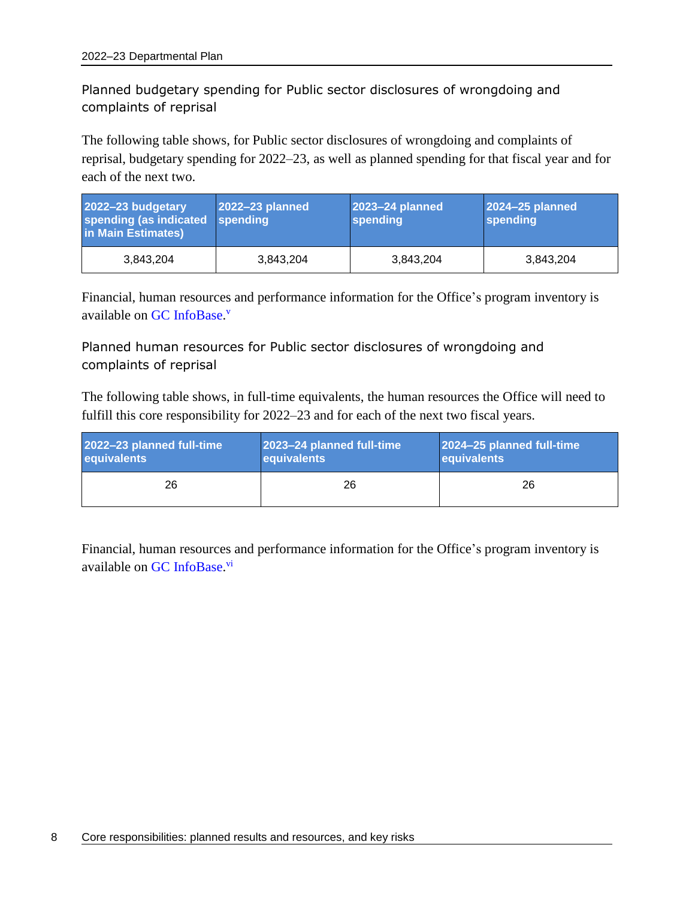### Planned budgetary spending for Public sector disclosures of wrongdoing and complaints of reprisal

The following table shows, for Public sector disclosures of wrongdoing and complaints of reprisal, budgetary spending for 2022–23, as well as planned spending for that fiscal year and for each of the next two.

| 2022–23 budgetary spending (as indicated in Main Estimates) | 2022–23 planned spending | 2023–24 planned spending | 2024–25 planned spending |
|---|---|---|---|
| 3,843,204 | 3,843,204 | 3,843,204 | 3,843,204 |

Financial, human resources and performance information for the Office’s program inventory is available on GC InfoBase.[v]

### Planned human resources for Public sector disclosures of wrongdoing and complaints of reprisal

The following table shows, in full-time equivalents, the human resources the Office will need to fulfill this core responsibility for 2022–23 and for each of the next two fiscal years.

| 2022–23 planned full-time equivalents | 2023–24 planned full-time equivalents | 2024–25 planned full-time equivalents |
|---|---|---|
| 26 | 26 | 26 |

Financial, human resources and performance information for the Office’s program inventory is available on GC InfoBase.[vi]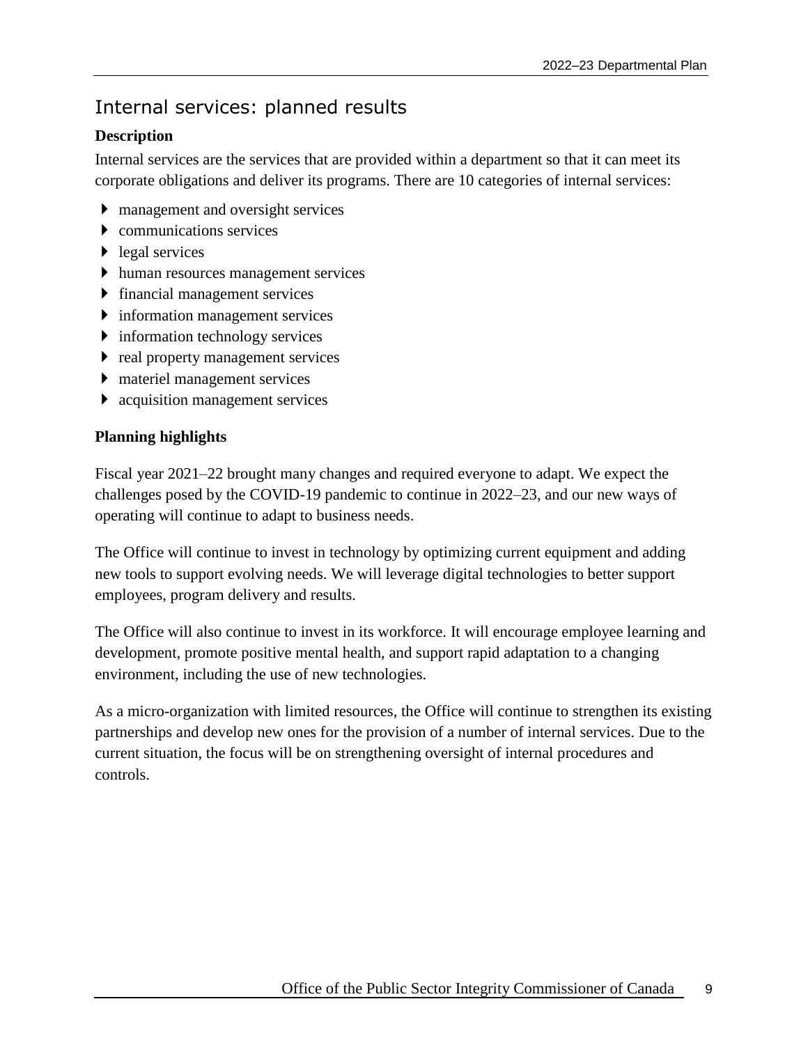## Internal services: planned results

### Description

Internal services are the services that are provided within a department so that it can meet its corporate obligations and deliver its programs. There are 10 categories of internal services:

- management and oversight services
- communications services
- legal services
- human resources management services
- financial management services
- information management services
- information technology services
- real property management services
- materiel management services
- acquisition management services

### Planning highlights

Fiscal year 2021–22 brought many changes and required everyone to adapt. We expect the challenges posed by the COVID-19 pandemic to continue in 2022–23, and our new ways of operating will continue to adapt to business needs.

The Office will continue to invest in technology by optimizing current equipment and adding new tools to support evolving needs. We will leverage digital technologies to better support employees, program delivery and results.

The Office will also continue to invest in its workforce. It will encourage employee learning and development, promote positive mental health, and support rapid adaptation to a changing environment, including the use of new technologies.

As a micro-organization with limited resources, the Office will continue to strengthen its existing partnerships and develop new ones for the provision of a number of internal services. Due to the current situation, the focus will be on strengthening oversight of internal procedures and controls.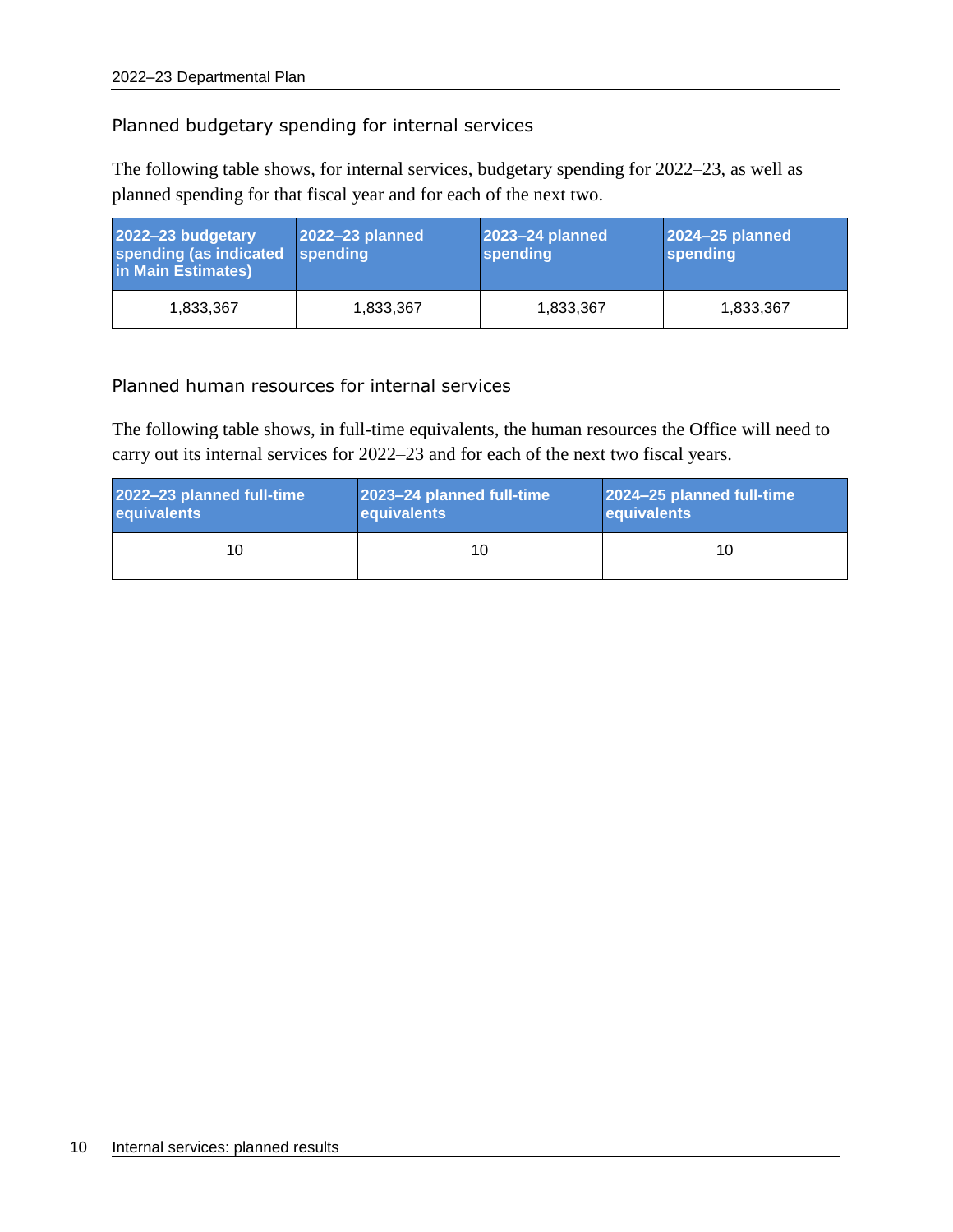### Planned budgetary spending for internal services

The following table shows, for internal services, budgetary spending for 2022–23, as well as planned spending for that fiscal year and for each of the next two.

| 2022–23 budgetary spending (as indicated in Main Estimates) | 2022–23 planned spending | 2023–24 planned spending | 2024–25 planned spending |
|---|---|---|---|
| 1,833,367 | 1,833,367 | 1,833,367 | 1,833,367 |

### Planned human resources for internal services

The following table shows, in full-time equivalents, the human resources the Office will need to carry out its internal services for 2022–23 and for each of the next two fiscal years.

| 2022–23 planned full-time equivalents | 2023–24 planned full-time equivalents | 2024–25 planned full-time equivalents |
|---|---|---|
| 10 | 10 | 10 |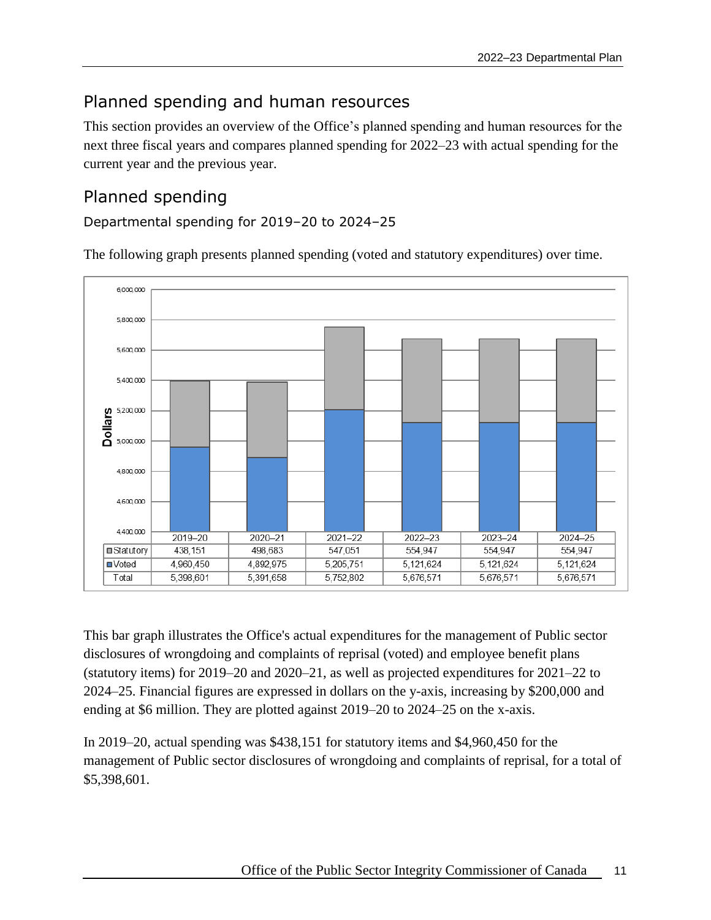## Planned spending and human resources

This section provides an overview of the Office's planned spending and human resources for the next three fiscal years and compares planned spending for 2022–23 with actual spending for the current year and the previous year.

## Planned spending

### Departmental spending for 2019–20 to 2024–25

The following graph presents planned spending (voted and statutory expenditures) over time.

| | 2019–20 | 2020–21 | 2021–22 | 2022–23 | 2023–24 | 2024–25 |
|---|---|---|---|---|---|---|
| Statutory | 438,151 | 498,683 | 547,051 | 554,947 | 554,947 | 554,947 |
| Voted | 4,960,450 | 4,892,975 | 5,205,751 | 5,121,624 | 5,121,624 | 5,121,624 |
| Total | 5,398,601 | 5,391,658 | 5,752,802 | 5,676,571 | 5,676,571 | 5,676,571 |

This bar graph illustrates the Office's actual expenditures for the management of Public sector disclosures of wrongdoing and complaints of reprisal (voted) and employee benefit plans (statutory items) for 2019–20 and 2020–21, as well as projected expenditures for 2021–22 to 2024–25. Financial figures are expressed in dollars on the y-axis, increasing by $200,000 and ending at $6 million. They are plotted against 2019–20 to 2024–25 on the x-axis.

In 2019–20, actual spending was $438,151 for statutory items and $4,960,450 for the management of Public sector disclosures of wrongdoing and complaints of reprisal, for a total of $5,398,601.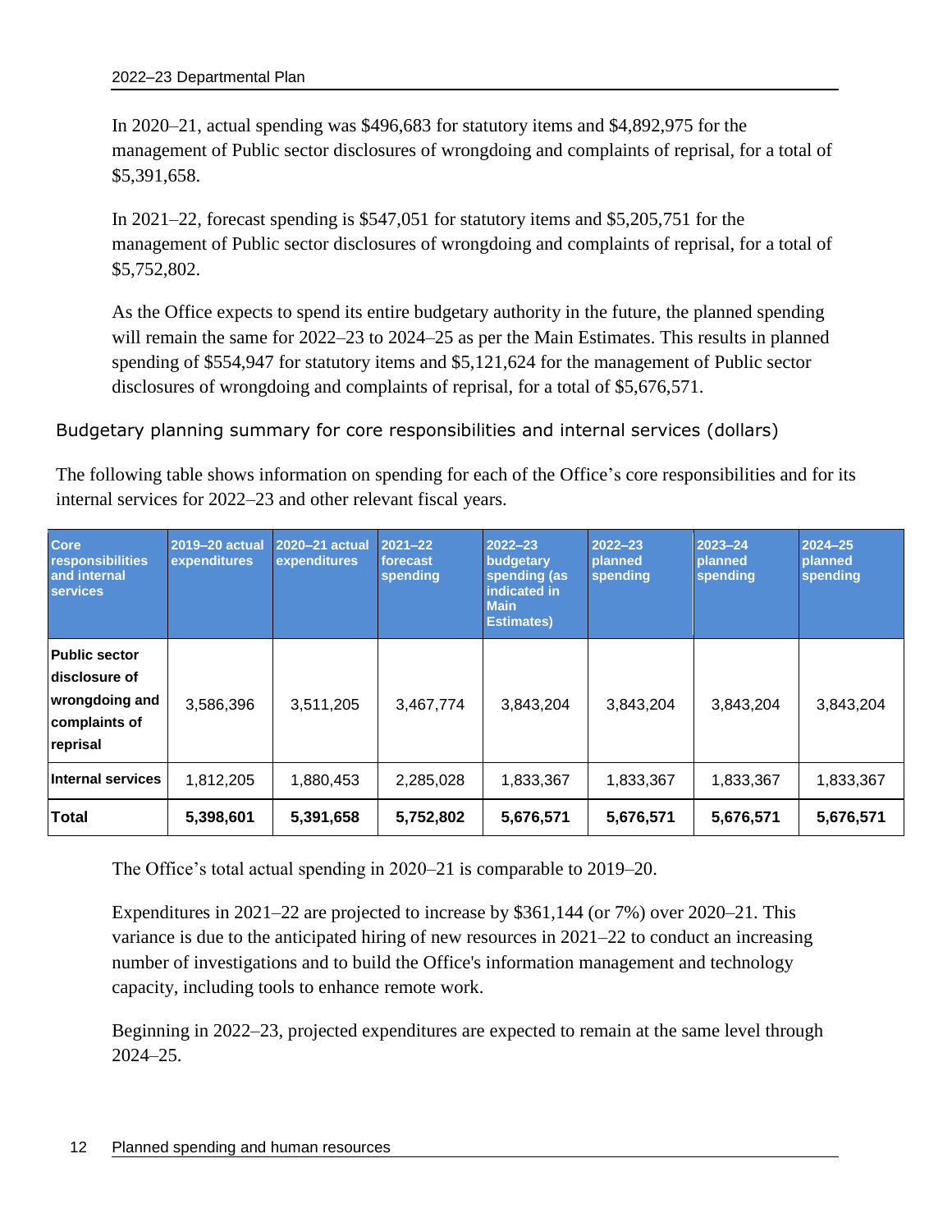In 2020–21, actual spending was $496,683 for statutory items and $4,892,975 for the management of Public sector disclosures of wrongdoing and complaints of reprisal, for a total of $5,391,658.

In 2021–22, forecast spending is $547,051 for statutory items and $5,205,751 for the management of Public sector disclosures of wrongdoing and complaints of reprisal, for a total of $5,752,802.

As the Office expects to spend its entire budgetary authority in the future, the planned spending will remain the same for 2022–23 to 2024–25 as per the Main Estimates. This results in planned spending of $554,947 for statutory items and $5,121,624 for the management of Public sector disclosures of wrongdoing and complaints of reprisal, for a total of $5,676,571.

### Budgetary planning summary for core responsibilities and internal services (dollars)

The following table shows information on spending for each of the Office's core responsibilities and for its internal services for 2022–23 and other relevant fiscal years.

| Core responsibilities and internal services | 2019–20 actual expenditures | 2020–21 actual expenditures | 2021–22 forecast spending | 2022–23 budgetary spending (as indicated in Main Estimates) | 2022–23 planned spending | 2023–24 planned spending | 2024–25 planned spending |
|---|---|---|---|---|---|---|---|
| **Public sector disclosure of wrongdoing and complaints of reprisal** | 3,586,396 | 3,511,205 | 3,467,774 | 3,843,204 | 3,843,204 | 3,843,204 | 3,843,204 |
| **Internal services** | 1,812,205 | 1,880,453 | 2,285,028 | 1,833,367 | 1,833,367 | 1,833,367 | 1,833,367 |
| **Total** | **5,398,601** | **5,391,658** | **5,752,802** | **5,676,571** | **5,676,571** | **5,676,571** | **5,676,571** |

The Office's total actual spending in 2020–21 is comparable to 2019–20.

Expenditures in 2021–22 are projected to increase by $361,144 (or 7%) over 2020–21. This variance is due to the anticipated hiring of new resources in 2021–22 to conduct an increasing number of investigations and to build the Office's information management and technology capacity, including tools to enhance remote work.

Beginning in 2022–23, projected expenditures are expected to remain at the same level through 2024–25.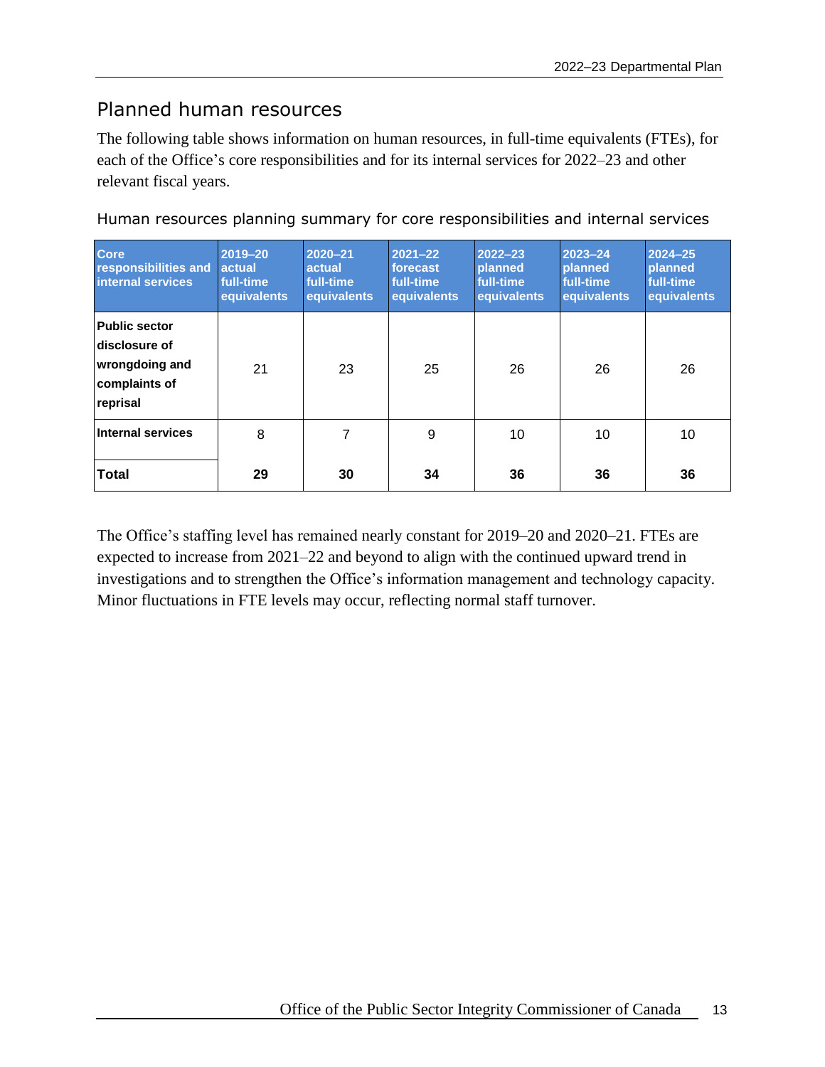## Planned human resources

The following table shows information on human resources, in full-time equivalents (FTEs), for each of the Office's core responsibilities and for its internal services for 2022–23 and other relevant fiscal years.

### Human resources planning summary for core responsibilities and internal services

| Core responsibilities and internal services | 2019–20 actual full-time equivalents | 2020–21 actual full-time equivalents | 2021–22 forecast full-time equivalents | 2022–23 planned full-time equivalents | 2023–24 planned full-time equivalents | 2024–25 planned full-time equivalents |
|---|---|---|---|---|---|---|
| **Public sector disclosure of wrongdoing and complaints of reprisal** | 21 | 23 | 25 | 26 | 26 | 26 |
| **Internal services** | 8 | 7 | 9 | 10 | 10 | 10 |
| **Total** | **29** | **30** | **34** | **36** | **36** | **36** |

The Office's staffing level has remained nearly constant for 2019–20 and 2020–21. FTEs are expected to increase from 2021–22 and beyond to align with the continued upward trend in investigations and to strengthen the Office's information management and technology capacity. Minor fluctuations in FTE levels may occur, reflecting normal staff turnover.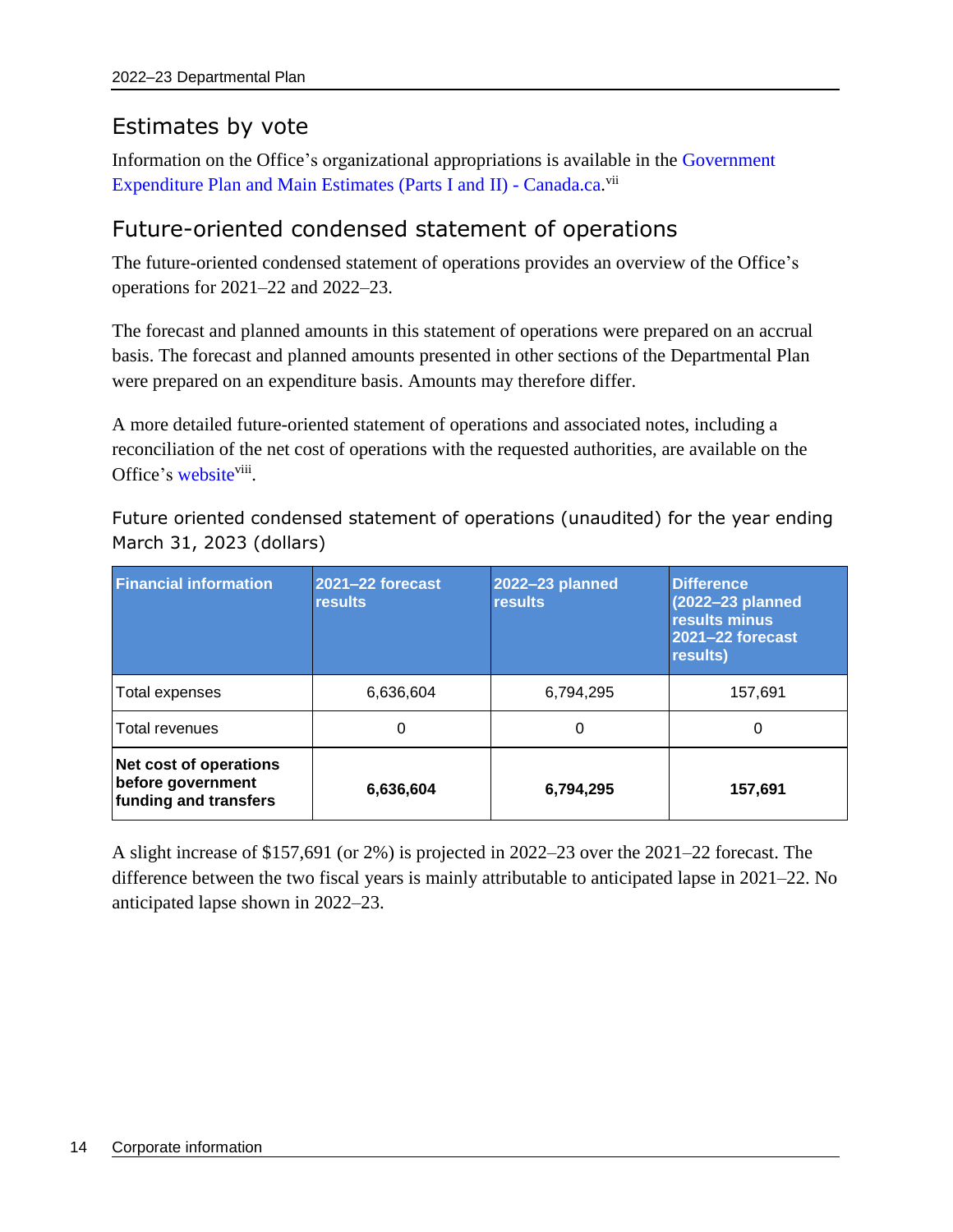## Estimates by vote

Information on the Office's organizational appropriations is available in the Government Expenditure Plan and Main Estimates (Parts I and II) - Canada.ca.[vii]

## Future-oriented condensed statement of operations

The future-oriented condensed statement of operations provides an overview of the Office's operations for 2021–22 and 2022–23.

The forecast and planned amounts in this statement of operations were prepared on an accrual basis. The forecast and planned amounts presented in other sections of the Departmental Plan were prepared on an expenditure basis. Amounts may therefore differ.

A more detailed future-oriented statement of operations and associated notes, including a reconciliation of the net cost of operations with the requested authorities, are available on the Office's website[viii].

Future oriented condensed statement of operations (unaudited) for the year ending March 31, 2023 (dollars)

| Financial information | 2021–22 forecast results | 2022–23 planned results | Difference (2022–23 planned results minus 2021–22 forecast results) |
|---|---|---|---|
| Total expenses | 6,636,604 | 6,794,295 | 157,691 |
| Total revenues | 0 | 0 | 0 |
| **Net cost of operations before government funding and transfers** | **6,636,604** | **6,794,295** | **157,691** |

A slight increase of $157,691 (or 2%) is projected in 2022–23 over the 2021–22 forecast. The difference between the two fiscal years is mainly attributable to anticipated lapse in 2021–22. No anticipated lapse shown in 2022–23.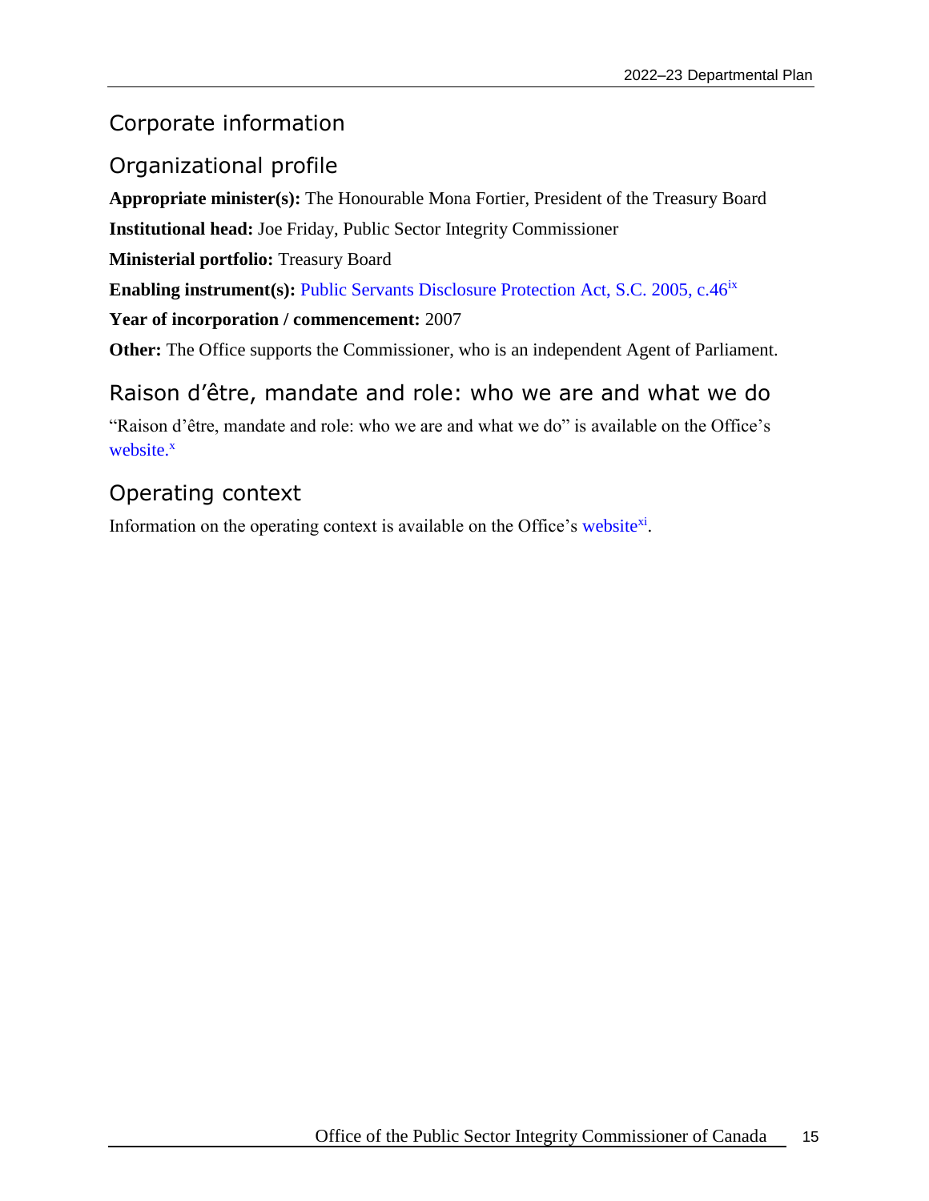# Corporate information

## Organizational profile

**Appropriate minister(s):** The Honourable Mona Fortier, President of the Treasury Board

**Institutional head:** Joe Friday, Public Sector Integrity Commissioner

**Ministerial portfolio:** Treasury Board

**Enabling instrument(s):** Public Servants Disclosure Protection Act, S.C. 2005, c.46[ix]

**Year of incorporation / commencement:** 2007

**Other:** The Office supports the Commissioner, who is an independent Agent of Parliament.

## Raison d'être, mandate and role: who we are and what we do

"Raison d'être, mandate and role: who we are and what we do" is available on the Office's website.[x]

## Operating context

Information on the operating context is available on the Office's website[xi].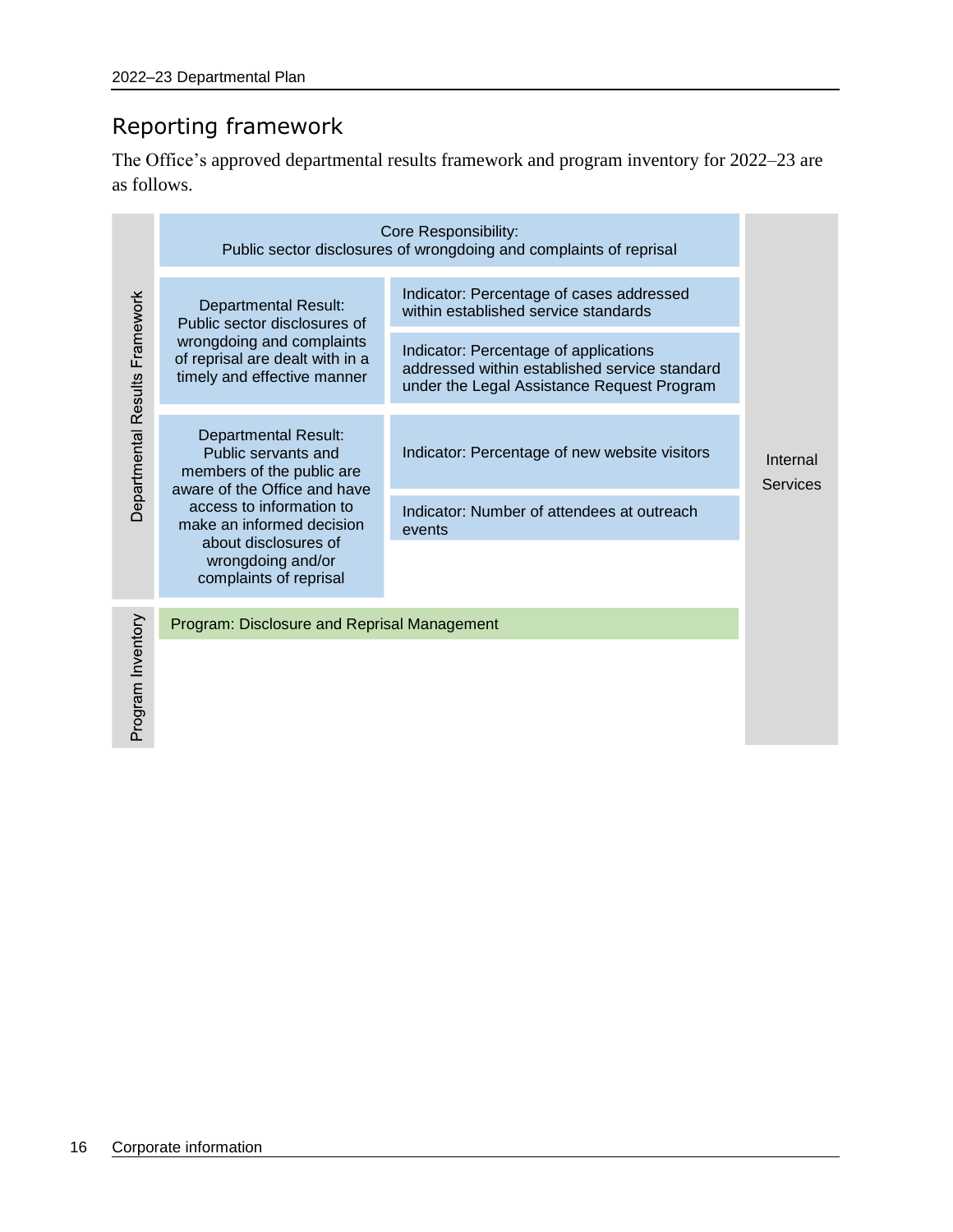## Reporting framework

The Office's approved departmental results framework and program inventory for 2022–23 are as follows.

| | | | |
|---|---|---|---|
| **Departmental Results Framework** | Core Responsibility: Public sector disclosures of wrongdoing and complaints of reprisal | | Internal Services |
| | Departmental Result: Public sector disclosures of wrongdoing and complaints of reprisal are dealt with in a timely and effective manner | Indicator: Percentage of cases addressed within established service standards | |
| | | Indicator: Percentage of applications addressed within established service standard under the Legal Assistance Request Program | |
| | Departmental Result: Public servants and members of the public are aware of the Office and have access to information to make an informed decision about disclosures of wrongdoing and/or complaints of reprisal | Indicator: Percentage of new website visitors | |
| | | Indicator: Number of attendees at outreach events | |
| **Program Inventory** | Program: Disclosure and Reprisal Management | | |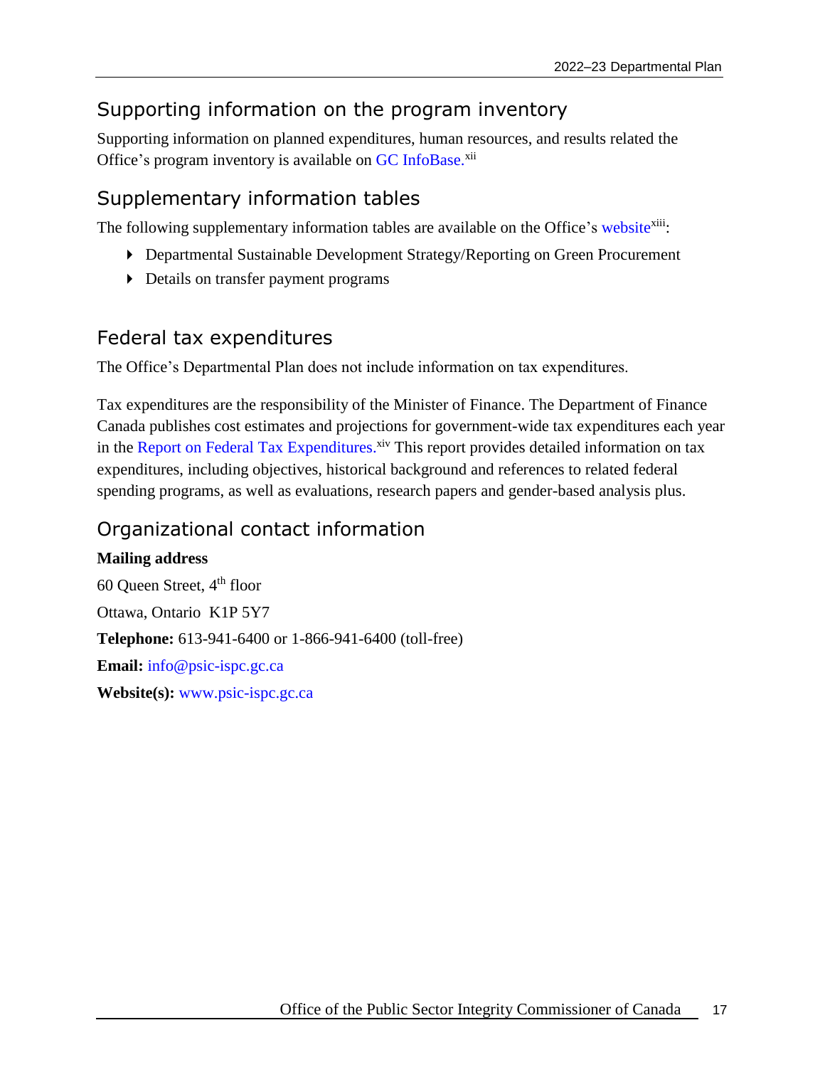## Supporting information on the program inventory

Supporting information on planned expenditures, human resources, and results related the Office's program inventory is available on GC InfoBase.[xii]

## Supplementary information tables

The following supplementary information tables are available on the Office's website[xiii]:

- Departmental Sustainable Development Strategy/Reporting on Green Procurement
- Details on transfer payment programs

## Federal tax expenditures

The Office's Departmental Plan does not include information on tax expenditures.

Tax expenditures are the responsibility of the Minister of Finance. The Department of Finance Canada publishes cost estimates and projections for government-wide tax expenditures each year in the Report on Federal Tax Expenditures.[xiv] This report provides detailed information on tax expenditures, including objectives, historical background and references to related federal spending programs, as well as evaluations, research papers and gender-based analysis plus.

## Organizational contact information

**Mailing address**

60 Queen Street, 4th floor

Ottawa, Ontario K1P 5Y7

**Telephone:** 613-941-6400 or 1-866-941-6400 (toll-free)

**Email:** info@psic-ispc.gc.ca

**Website(s):** www.psic-ispc.gc.ca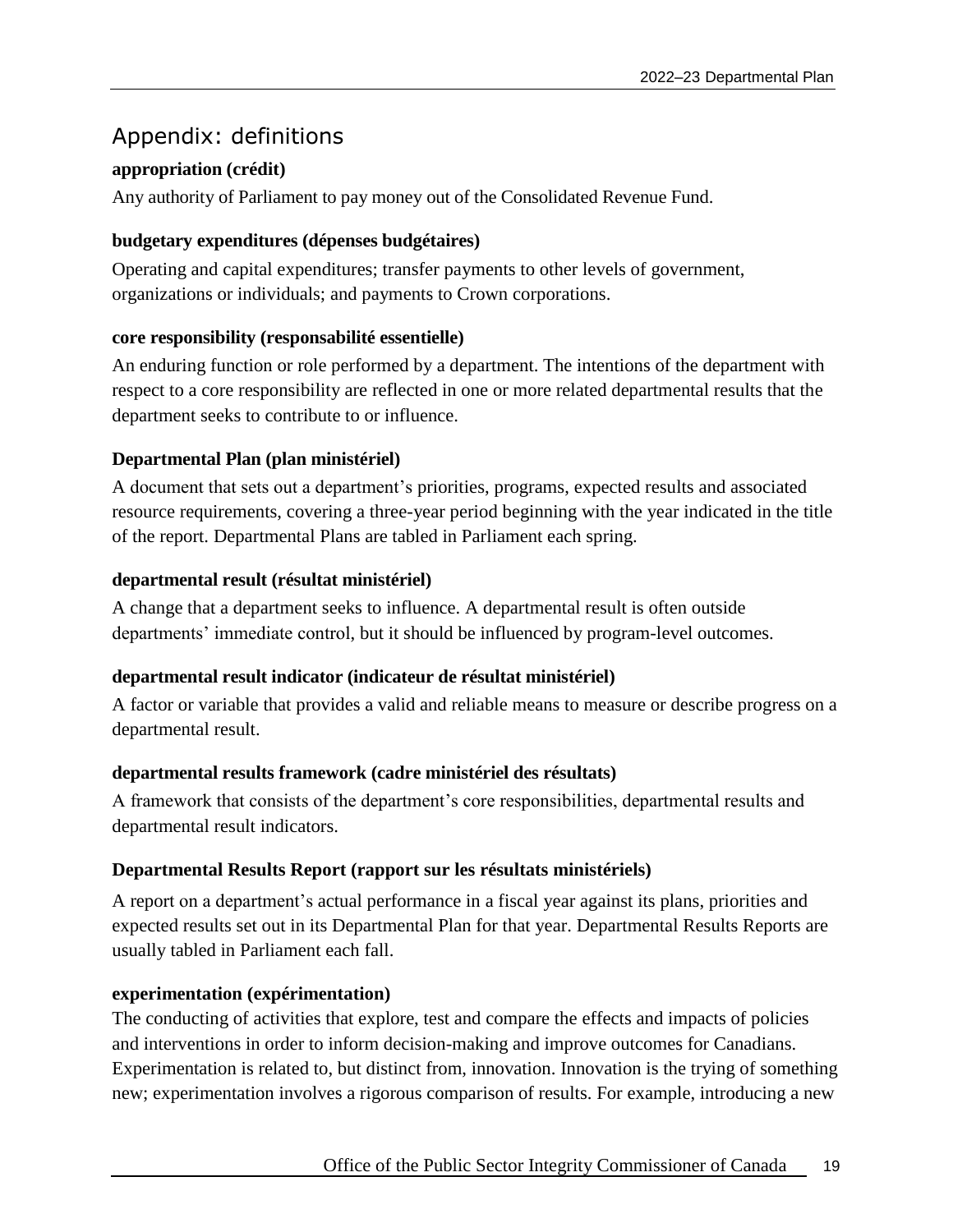## Appendix: definitions

**appropriation (crédit)**

Any authority of Parliament to pay money out of the Consolidated Revenue Fund.

**budgetary expenditures (dépenses budgétaires)**

Operating and capital expenditures; transfer payments to other levels of government, organizations or individuals; and payments to Crown corporations.

**core responsibility (responsabilité essentielle)**

An enduring function or role performed by a department. The intentions of the department with respect to a core responsibility are reflected in one or more related departmental results that the department seeks to contribute to or influence.

**Departmental Plan (plan ministériel)**

A document that sets out a department's priorities, programs, expected results and associated resource requirements, covering a three-year period beginning with the year indicated in the title of the report. Departmental Plans are tabled in Parliament each spring.

**departmental result (résultat ministériel)**

A change that a department seeks to influence. A departmental result is often outside departments' immediate control, but it should be influenced by program-level outcomes.

**departmental result indicator (indicateur de résultat ministériel)**

A factor or variable that provides a valid and reliable means to measure or describe progress on a departmental result.

**departmental results framework (cadre ministériel des résultats)**

A framework that consists of the department's core responsibilities, departmental results and departmental result indicators.

**Departmental Results Report (rapport sur les résultats ministériels)**

A report on a department's actual performance in a fiscal year against its plans, priorities and expected results set out in its Departmental Plan for that year. Departmental Results Reports are usually tabled in Parliament each fall.

**experimentation (expérimentation)**

The conducting of activities that explore, test and compare the effects and impacts of policies and interventions in order to inform decision-making and improve outcomes for Canadians. Experimentation is related to, but distinct from, innovation. Innovation is the trying of something new; experimentation involves a rigorous comparison of results. For example, introducing a new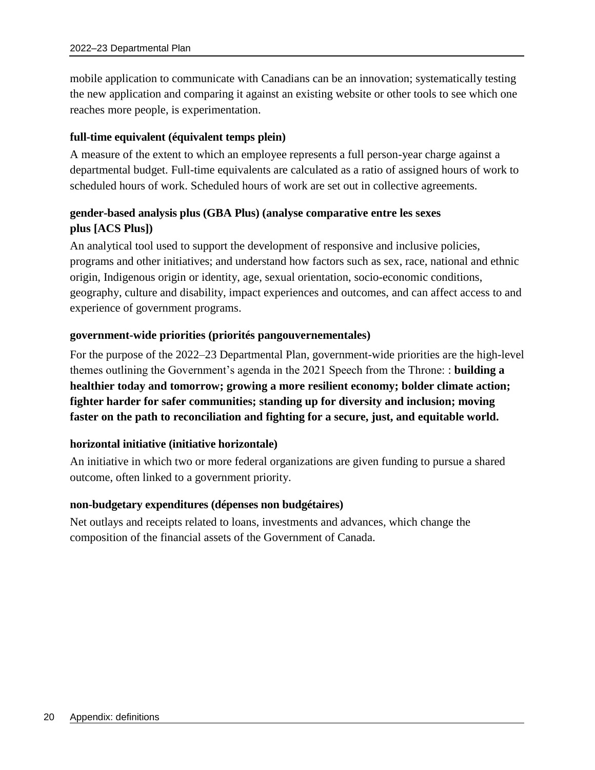mobile application to communicate with Canadians can be an innovation; systematically testing the new application and comparing it against an existing website or other tools to see which one reaches more people, is experimentation.

**full-time equivalent (équivalent temps plein)**

A measure of the extent to which an employee represents a full person-year charge against a departmental budget. Full-time equivalents are calculated as a ratio of assigned hours of work to scheduled hours of work. Scheduled hours of work are set out in collective agreements.

**gender-based analysis plus (GBA Plus) (analyse comparative entre les sexes plus [ACS Plus])**

An analytical tool used to support the development of responsive and inclusive policies, programs and other initiatives; and understand how factors such as sex, race, national and ethnic origin, Indigenous origin or identity, age, sexual orientation, socio-economic conditions, geography, culture and disability, impact experiences and outcomes, and can affect access to and experience of government programs.

**government-wide priorities (priorités pangouvernementales)**

For the purpose of the 2022–23 Departmental Plan, government-wide priorities are the high-level themes outlining the Government's agenda in the 2021 Speech from the Throne: : **building a healthier today and tomorrow; growing a more resilient economy; bolder climate action; fighter harder for safer communities; standing up for diversity and inclusion; moving faster on the path to reconciliation and fighting for a secure, just, and equitable world.**

**horizontal initiative (initiative horizontale)**

An initiative in which two or more federal organizations are given funding to pursue a shared outcome, often linked to a government priority.

**non-budgetary expenditures (dépenses non budgétaires)**

Net outlays and receipts related to loans, investments and advances, which change the composition of the financial assets of the Government of Canada.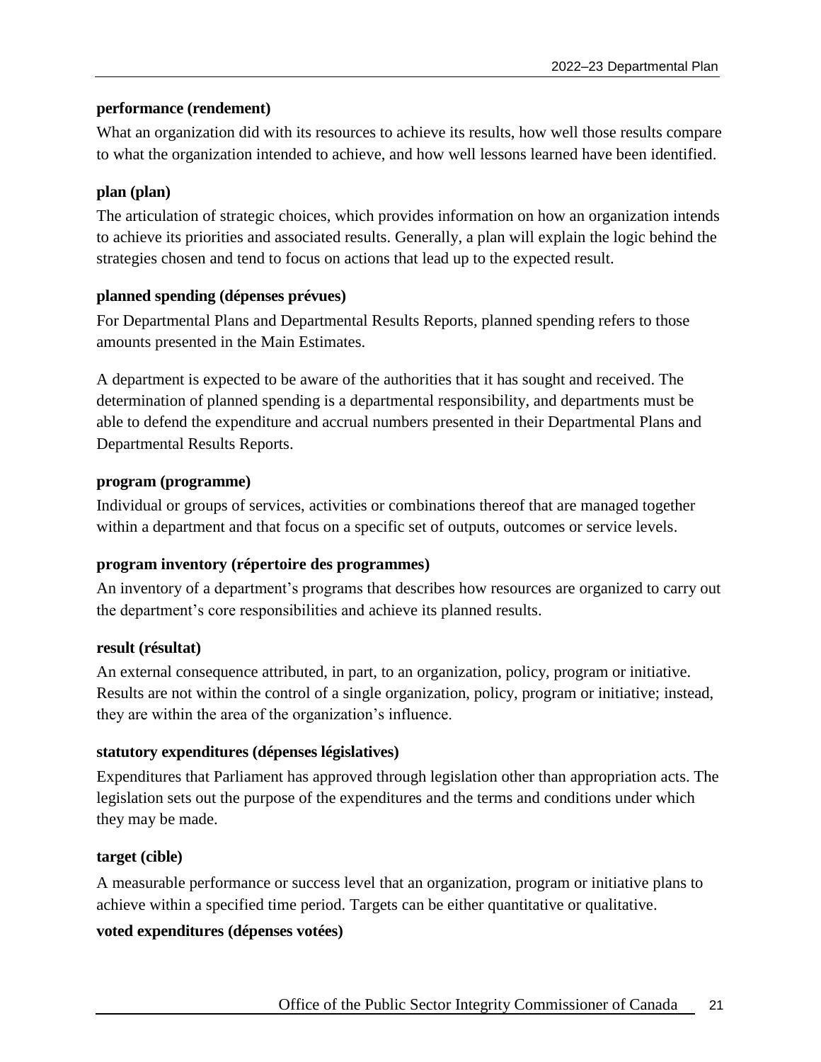**performance (rendement)**

What an organization did with its resources to achieve its results, how well those results compare to what the organization intended to achieve, and how well lessons learned have been identified.

**plan (plan)**

The articulation of strategic choices, which provides information on how an organization intends to achieve its priorities and associated results. Generally, a plan will explain the logic behind the strategies chosen and tend to focus on actions that lead up to the expected result.

**planned spending (dépenses prévues)**

For Departmental Plans and Departmental Results Reports, planned spending refers to those amounts presented in the Main Estimates.

A department is expected to be aware of the authorities that it has sought and received. The determination of planned spending is a departmental responsibility, and departments must be able to defend the expenditure and accrual numbers presented in their Departmental Plans and Departmental Results Reports.

**program (programme)**

Individual or groups of services, activities or combinations thereof that are managed together within a department and that focus on a specific set of outputs, outcomes or service levels.

**program inventory (répertoire des programmes)**

An inventory of a department's programs that describes how resources are organized to carry out the department's core responsibilities and achieve its planned results.

**result (résultat)**

An external consequence attributed, in part, to an organization, policy, program or initiative. Results are not within the control of a single organization, policy, program or initiative; instead, they are within the area of the organization's influence.

**statutory expenditures (dépenses législatives)**

Expenditures that Parliament has approved through legislation other than appropriation acts. The legislation sets out the purpose of the expenditures and the terms and conditions under which they may be made.

**target (cible)**

A measurable performance or success level that an organization, program or initiative plans to achieve within a specified time period. Targets can be either quantitative or qualitative.

**voted expenditures (dépenses votées)**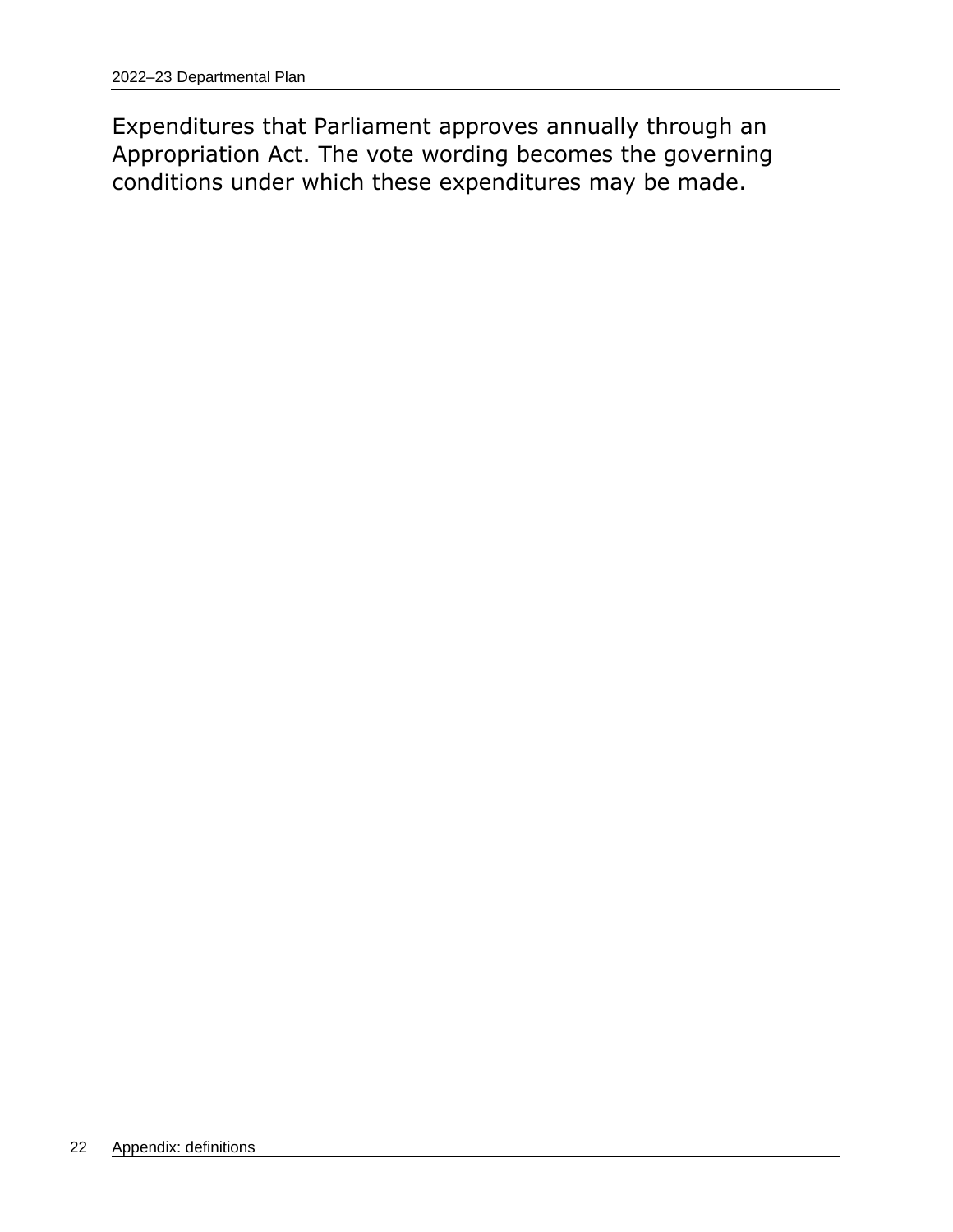Expenditures that Parliament approves annually through an Appropriation Act. The vote wording becomes the governing conditions under which these expenditures may be made.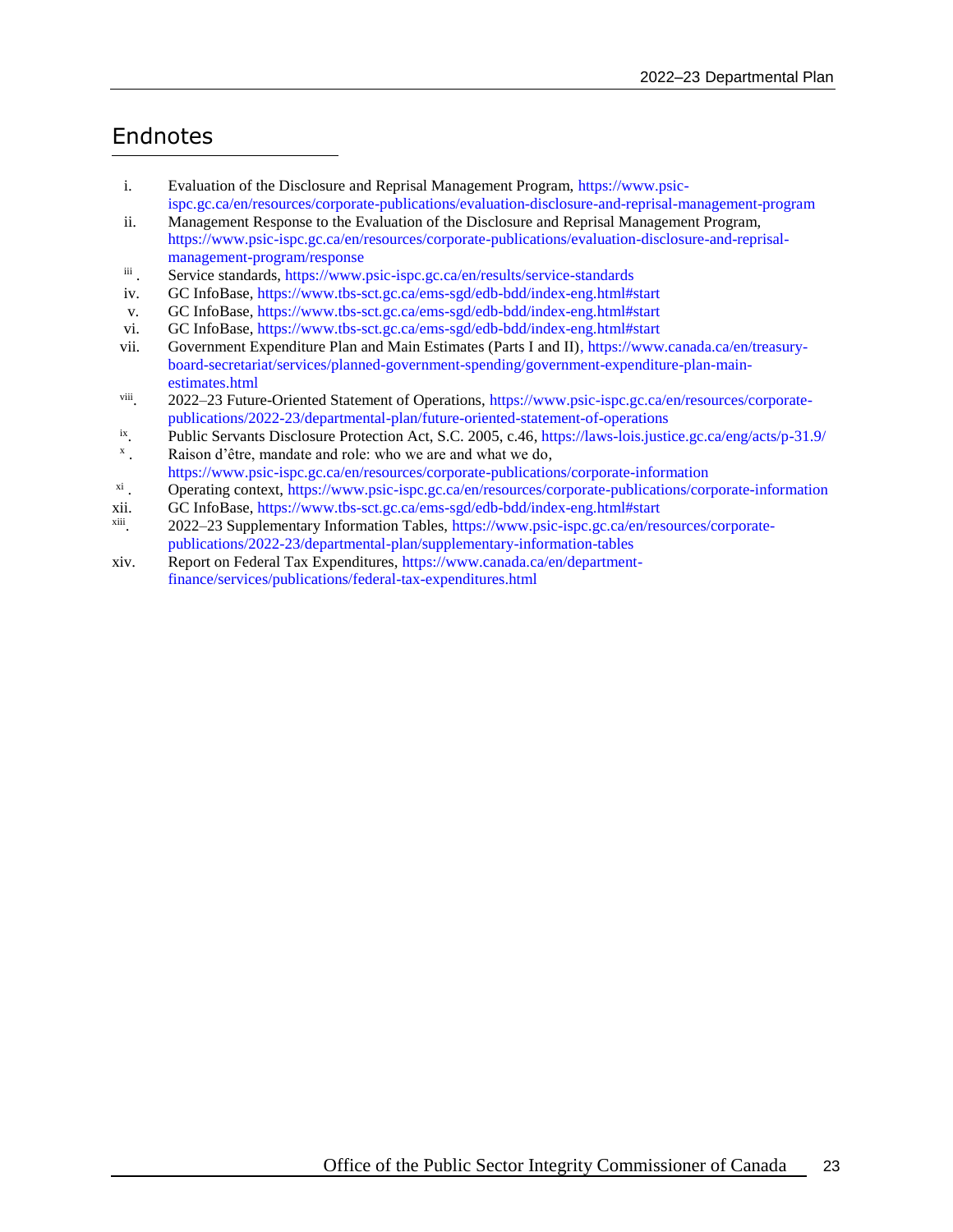## Endnotes

i. Evaluation of the Disclosure and Reprisal Management Program, https://www.psic-ispc.gc.ca/en/resources/corporate-publications/evaluation-disclosure-and-reprisal-management-program

ii. Management Response to the Evaluation of the Disclosure and Reprisal Management Program, https://www.psic-ispc.gc.ca/en/resources/corporate-publications/evaluation-disclosure-and-reprisal-management-program/response

iii. Service standards, https://www.psic-ispc.gc.ca/en/results/service-standards

iv. GC InfoBase, https://www.tbs-sct.gc.ca/ems-sgd/edb-bdd/index-eng.html#start

v. GC InfoBase, https://www.tbs-sct.gc.ca/ems-sgd/edb-bdd/index-eng.html#start

vi. GC InfoBase, https://www.tbs-sct.gc.ca/ems-sgd/edb-bdd/index-eng.html#start

vii. Government Expenditure Plan and Main Estimates (Parts I and II), https://www.canada.ca/en/treasury-board-secretariat/services/planned-government-spending/government-expenditure-plan-main-estimates.html

viii. 2022–23 Future-Oriented Statement of Operations, https://www.psic-ispc.gc.ca/en/resources/corporate-publications/2022-23/departmental-plan/future-oriented-statement-of-operations

ix. Public Servants Disclosure Protection Act, S.C. 2005, c.46, https://laws-lois.justice.gc.ca/eng/acts/p-31.9/

x. Raison d'être, mandate and role: who we are and what we do, https://www.psic-ispc.gc.ca/en/resources/corporate-publications/corporate-information

xi. Operating context, https://www.psic-ispc.gc.ca/en/resources/corporate-publications/corporate-information

xii. GC InfoBase, https://www.tbs-sct.gc.ca/ems-sgd/edb-bdd/index-eng.html#start

xiii. 2022–23 Supplementary Information Tables, https://www.psic-ispc.gc.ca/en/resources/corporate-publications/2022-23/departmental-plan/supplementary-information-tables

xiv. Report on Federal Tax Expenditures, https://www.canada.ca/en/department-finance/services/publications/federal-tax-expenditures.html